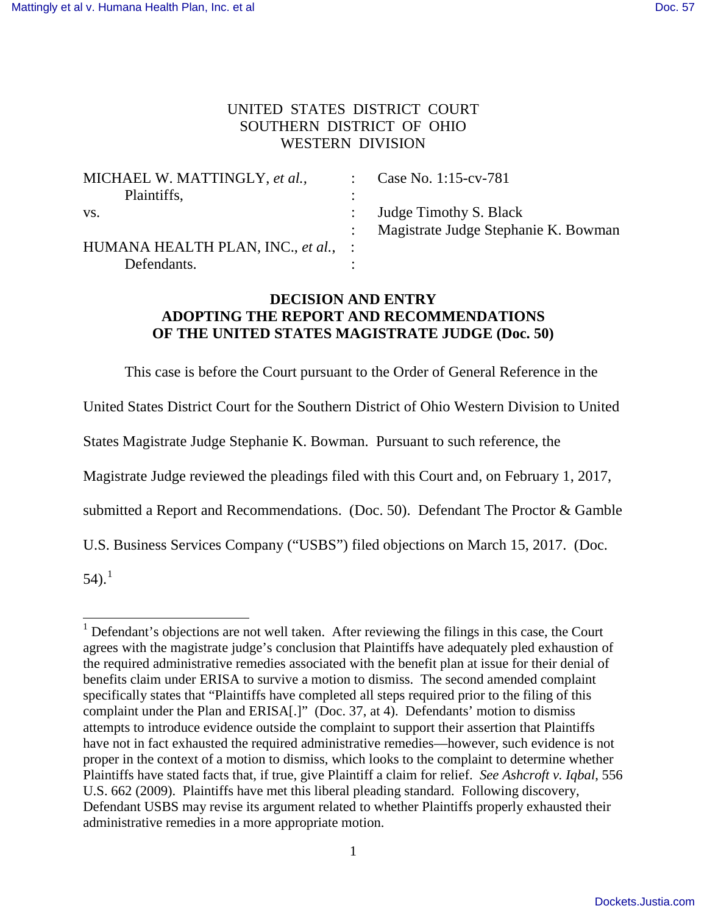UNITED STATES DISTRICT COURT
SOUTHERN DISTRICT OF OHIO
WESTERN DIVISION

| | | |
|---|---|---|
| MICHAEL W. MATTINGLY, *et al.*, Plaintiffs, | : | Case No. 1:15-cv-781 |
| vs. | : | Judge Timothy S. Black |
| | : | Magistrate Judge Stephanie K. Bowman |
| HUMANA HEALTH PLAN, INC., *et al.*, Defendants. | : | |

**DECISION AND ENTRY**
**ADOPTING THE REPORT AND RECOMMENDATIONS**
**OF THE UNITED STATES MAGISTRATE JUDGE (Doc. 50)**

This case is before the Court pursuant to the Order of General Reference in the United States District Court for the Southern District of Ohio Western Division to United States Magistrate Judge Stephanie K. Bowman. Pursuant to such reference, the Magistrate Judge reviewed the pleadings filed with this Court and, on February 1, 2017, submitted a Report and Recommendations. (Doc. 50). Defendant The Proctor & Gamble U.S. Business Services Company ("USBS") filed objections on March 15, 2017. (Doc. 54).[1]

[1] Defendant's objections are not well taken. After reviewing the filings in this case, the Court agrees with the magistrate judge's conclusion that Plaintiffs have adequately pled exhaustion of the required administrative remedies associated with the benefit plan at issue for their denial of benefits claim under ERISA to survive a motion to dismiss. The second amended complaint specifically states that "Plaintiffs have completed all steps required prior to the filing of this complaint under the Plan and ERISA[.]" (Doc. 37, at 4). Defendants' motion to dismiss attempts to introduce evidence outside the complaint to support their assertion that Plaintiffs have not in fact exhausted the required administrative remedies—however, such evidence is not proper in the context of a motion to dismiss, which looks to the complaint to determine whether Plaintiffs have stated facts that, if true, give Plaintiff a claim for relief. *See Ashcroft v. Iqbal*, 556 U.S. 662 (2009). Plaintiffs have met this liberal pleading standard. Following discovery, Defendant USBS may revise its argument related to whether Plaintiffs properly exhausted their administrative remedies in a more appropriate motion.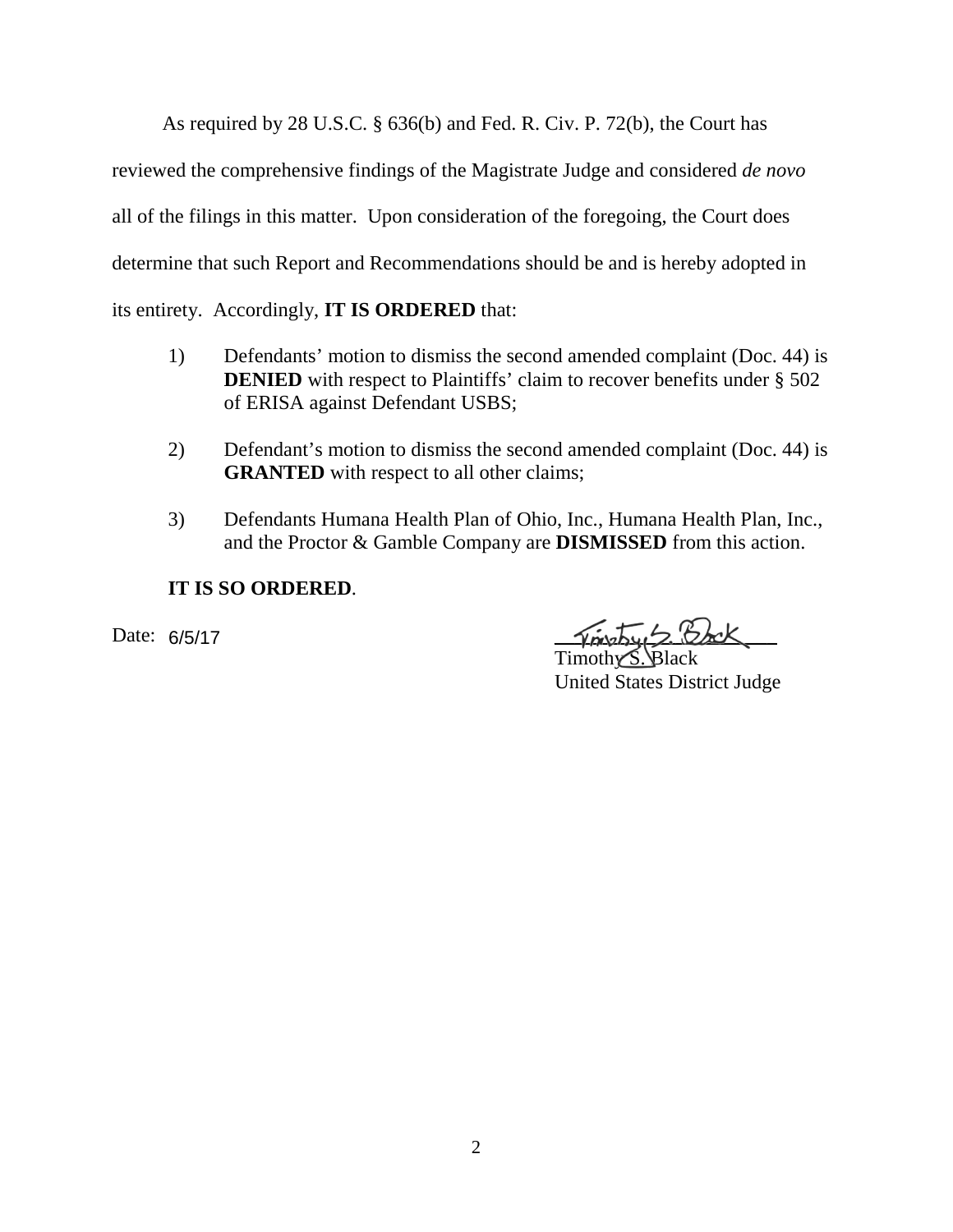As required by 28 U.S.C. § 636(b) and Fed. R. Civ. P. 72(b), the Court has reviewed the comprehensive findings of the Magistrate Judge and considered *de novo* all of the filings in this matter. Upon consideration of the foregoing, the Court does determine that such Report and Recommendations should be and is hereby adopted in its entirety. Accordingly, **IT IS ORDERED** that:

1) Defendants' motion to dismiss the second amended complaint (Doc. 44) is **DENIED** with respect to Plaintiffs' claim to recover benefits under § 502 of ERISA against Defendant USBS;

2) Defendant's motion to dismiss the second amended complaint (Doc. 44) is **GRANTED** with respect to all other claims;

3) Defendants Humana Health Plan of Ohio, Inc., Humana Health Plan, Inc., and the Proctor & Gamble Company are **DISMISSED** from this action.

**IT IS SO ORDERED**.

Date: 6/5/17

Timothy S. Black
United States District Judge